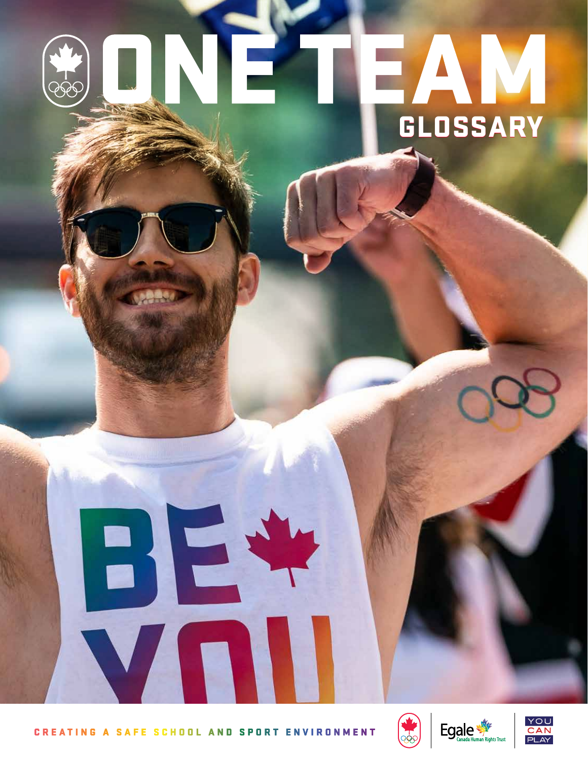# ONE TEAM

## GLOSSARY

CREATING A SAFE SCHOOL AND SPORT ENVIRONMENT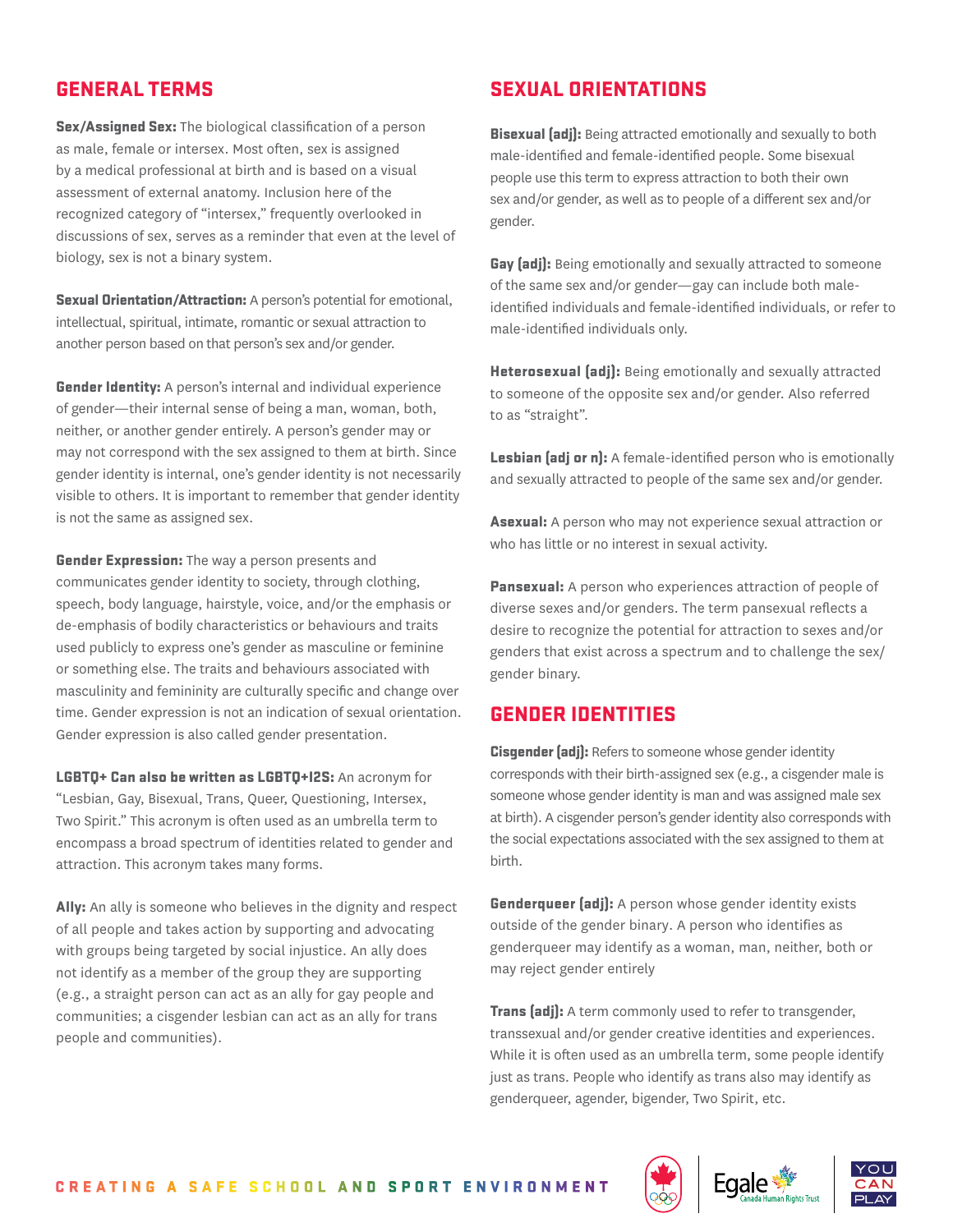## GENERAL TERMS

**Sex/Assigned Sex:** The biological classification of a person as male, female or intersex. Most often, sex is assigned by a medical professional at birth and is based on a visual assessment of external anatomy. Inclusion here of the recognized category of "intersex," frequently overlooked in discussions of sex, serves as a reminder that even at the level of biology, sex is not a binary system.

**Sexual Orientation/Attraction:** A person's potential for emotional, intellectual, spiritual, intimate, romantic or sexual attraction to another person based on that person's sex and/or gender.

**Gender Identity:** A person's internal and individual experience of gender—their internal sense of being a man, woman, both, neither, or another gender entirely. A person's gender may or may not correspond with the sex assigned to them at birth. Since gender identity is internal, one's gender identity is not necessarily visible to others. It is important to remember that gender identity is not the same as assigned sex.

**Gender Expression:** The way a person presents and communicates gender identity to society, through clothing, speech, body language, hairstyle, voice, and/or the emphasis or de-emphasis of bodily characteristics or behaviours and traits used publicly to express one's gender as masculine or feminine or something else. The traits and behaviours associated with masculinity and femininity are culturally specific and change over time. Gender expression is not an indication of sexual orientation. Gender expression is also called gender presentation.

**LGBTQ+ Can also be written as LGBTQ+I2S:** An acronym for "Lesbian, Gay, Bisexual, Trans, Queer, Questioning, Intersex, Two Spirit." This acronym is often used as an umbrella term to encompass a broad spectrum of identities related to gender and attraction. This acronym takes many forms.

**Ally:** An ally is someone who believes in the dignity and respect of all people and takes action by supporting and advocating with groups being targeted by social injustice. An ally does not identify as a member of the group they are supporting (e.g., a straight person can act as an ally for gay people and communities; a cisgender lesbian can act as an ally for trans people and communities).

## SEXUAL ORIENTATIONS

**Bisexual (adj):** Being attracted emotionally and sexually to both male-identified and female-identified people. Some bisexual people use this term to express attraction to both their own sex and/or gender, as well as to people of a different sex and/or gender.

**Gay (adj):** Being emotionally and sexually attracted to someone of the same sex and/or gender—gay can include both male-identified individuals and female-identified individuals, or refer to male-identified individuals only.

**Heterosexual (adj):** Being emotionally and sexually attracted to someone of the opposite sex and/or gender. Also referred to as "straight".

**Lesbian (adj or n):** A female-identified person who is emotionally and sexually attracted to people of the same sex and/or gender.

**Asexual:** A person who may not experience sexual attraction or who has little or no interest in sexual activity.

**Pansexual:** A person who experiences attraction of people of diverse sexes and/or genders. The term pansexual reflects a desire to recognize the potential for attraction to sexes and/or genders that exist across a spectrum and to challenge the sex/gender binary.

## GENDER IDENTITIES

**Cisgender (adj):** Refers to someone whose gender identity corresponds with their birth-assigned sex (e.g., a cisgender male is someone whose gender identity is man and was assigned male sex at birth). A cisgender person's gender identity also corresponds with the social expectations associated with the sex assigned to them at birth.

**Genderqueer (adj):** A person whose gender identity exists outside of the gender binary. A person who identifies as genderqueer may identify as a woman, man, neither, both or may reject gender entirely

**Trans (adj):** A term commonly used to refer to transgender, transsexual and/or gender creative identities and experiences. While it is often used as an umbrella term, some people identify just as trans. People who identify as trans also may identify as genderqueer, agender, bigender, Two Spirit, etc.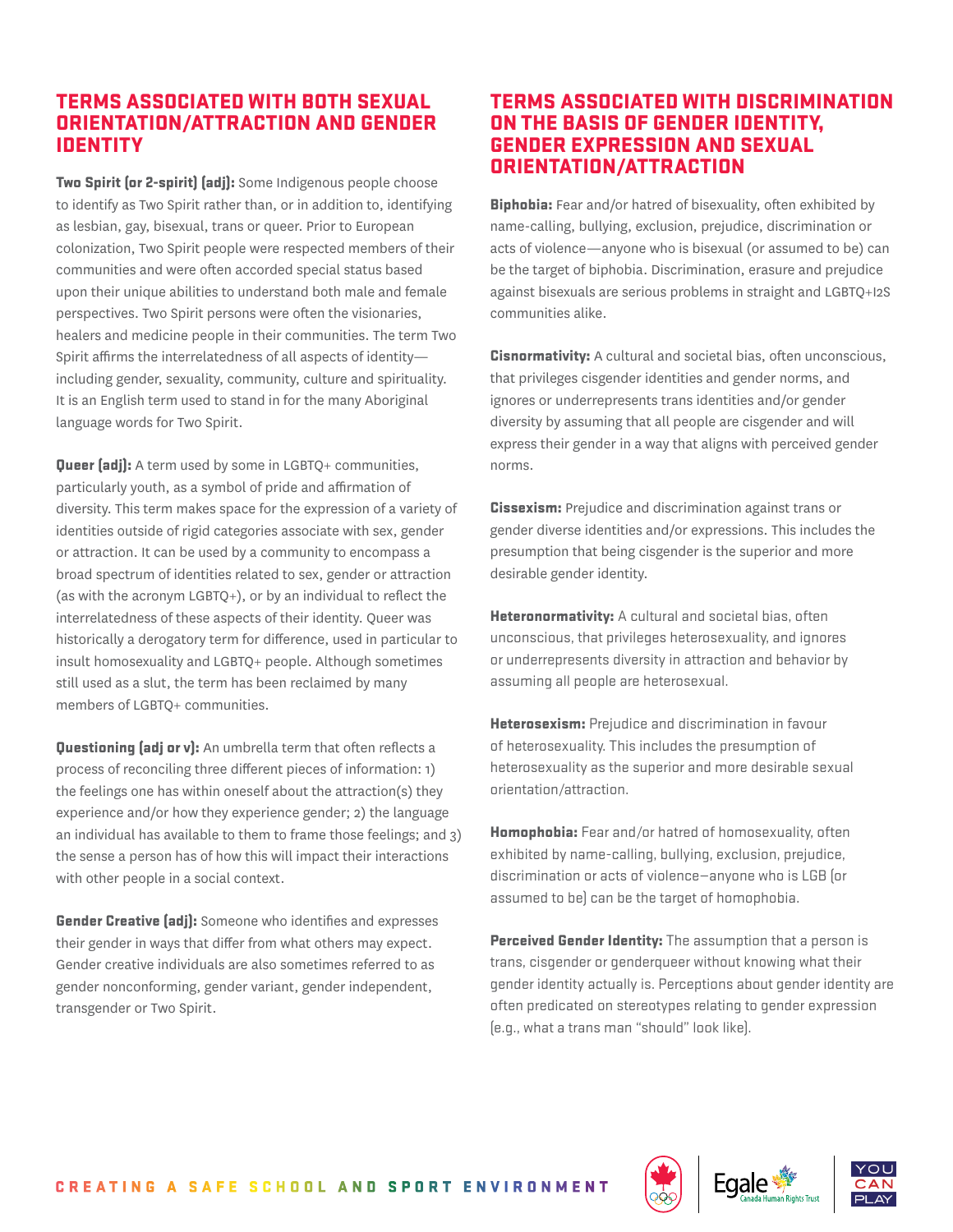## TERMS ASSOCIATED WITH BOTH SEXUAL ORIENTATION/ATTRACTION AND GENDER IDENTITY

**Two Spirit (or 2-spirit) (adj):** Some Indigenous people choose to identify as Two Spirit rather than, or in addition to, identifying as lesbian, gay, bisexual, trans or queer. Prior to European colonization, Two Spirit people were respected members of their communities and were often accorded special status based upon their unique abilities to understand both male and female perspectives. Two Spirit persons were often the visionaries, healers and medicine people in their communities. The term Two Spirit affirms the interrelatedness of all aspects of identity—including gender, sexuality, community, culture and spirituality. It is an English term used to stand in for the many Aboriginal language words for Two Spirit.

**Queer (adj):** A term used by some in LGBTQ+ communities, particularly youth, as a symbol of pride and affirmation of diversity. This term makes space for the expression of a variety of identities outside of rigid categories associate with sex, gender or attraction. It can be used by a community to encompass a broad spectrum of identities related to sex, gender or attraction (as with the acronym LGBTQ+), or by an individual to reflect the interrelatedness of these aspects of their identity. Queer was historically a derogatory term for difference, used in particular to insult homosexuality and LGBTQ+ people. Although sometimes still used as a slut, the term has been reclaimed by many members of LGBTQ+ communities.

**Questioning (adj or v):** An umbrella term that often reflects a process of reconciling three different pieces of information: 1) the feelings one has within oneself about the attraction(s) they experience and/or how they experience gender; 2) the language an individual has available to them to frame those feelings; and 3) the sense a person has of how this will impact their interactions with other people in a social context.

**Gender Creative (adj):** Someone who identifies and expresses their gender in ways that differ from what others may expect. Gender creative individuals are also sometimes referred to as gender nonconforming, gender variant, gender independent, transgender or Two Spirit.

## TERMS ASSOCIATED WITH DISCRIMINATION ON THE BASIS OF GENDER IDENTITY, GENDER EXPRESSION AND SEXUAL ORIENTATION/ATTRACTION

**Biphobia:** Fear and/or hatred of bisexuality, often exhibited by name-calling, bullying, exclusion, prejudice, discrimination or acts of violence—anyone who is bisexual (or assumed to be) can be the target of biphobia. Discrimination, erasure and prejudice against bisexuals are serious problems in straight and LGBTQ+I2S communities alike.

**Cisnormativity:** A cultural and societal bias, often unconscious, that privileges cisgender identities and gender norms, and ignores or underrepresents trans identities and/or gender diversity by assuming that all people are cisgender and will express their gender in a way that aligns with perceived gender norms.

**Cissexism:** Prejudice and discrimination against trans or gender diverse identities and/or expressions. This includes the presumption that being cisgender is the superior and more desirable gender identity.

**Heteronormativity:** A cultural and societal bias, often unconscious, that privileges heterosexuality, and ignores or underrepresents diversity in attraction and behavior by assuming all people are heterosexual.

**Heterosexism:** Prejudice and discrimination in favour of heterosexuality. This includes the presumption of heterosexuality as the superior and more desirable sexual orientation/attraction.

**Homophobia:** Fear and/or hatred of homosexuality, often exhibited by name-calling, bullying, exclusion, prejudice, discrimination or acts of violence—anyone who is LGB (or assumed to be) can be the target of homophobia.

**Perceived Gender Identity:** The assumption that a person is trans, cisgender or genderqueer without knowing what their gender identity actually is. Perceptions about gender identity are often predicated on stereotypes relating to gender expression (e.g., what a trans man "should" look like).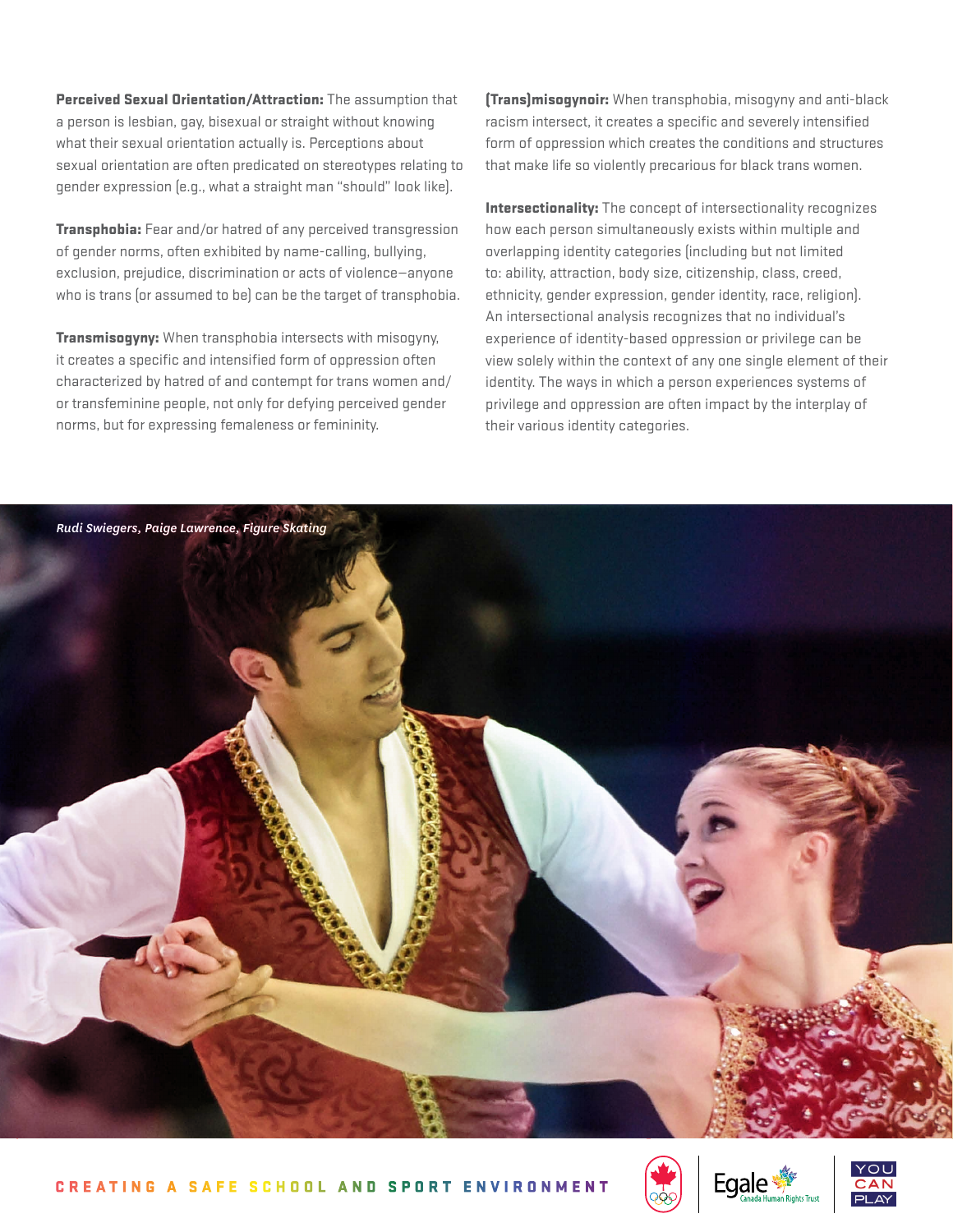**Perceived Sexual Orientation/Attraction:** The assumption that a person is lesbian, gay, bisexual or straight without knowing what their sexual orientation actually is. Perceptions about sexual orientation are often predicated on stereotypes relating to gender expression (e.g., what a straight man "should" look like).

**Transphobia:** Fear and/or hatred of any perceived transgression of gender norms, often exhibited by name-calling, bullying, exclusion, prejudice, discrimination or acts of violence—anyone who is trans (or assumed to be) can be the target of transphobia.

**Transmisogyny:** When transphobia intersects with misogyny, it creates a specific and intensified form of oppression often characterized by hatred of and contempt for trans women and/or transfeminine people, not only for defying perceived gender norms, but for expressing femaleness or femininity.

**(Trans)misogynoir:** When transphobia, misogyny and anti-black racism intersect, it creates a specific and severely intensified form of oppression which creates the conditions and structures that make life so violently precarious for black trans women.

**Intersectionality:** The concept of intersectionality recognizes how each person simultaneously exists within multiple and overlapping identity categories (including but not limited to: ability, attraction, body size, citizenship, class, creed, ethnicity, gender expression, gender identity, race, religion). An intersectional analysis recognizes that no individual's experience of identity-based oppression or privilege can be view solely within the context of any one single element of their identity. The ways in which a person experiences systems of privilege and oppression are often impact by the interplay of their various identity categories.

*Rudi Swiegers, Paige Lawrence, Figure Skating*